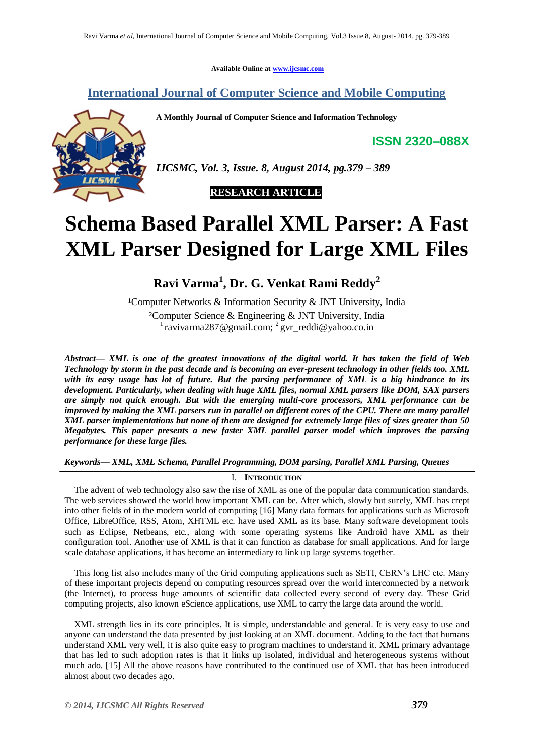Available Online at www.ijcsmc.com

## International Journal of Computer Science and Mobile Computing

**A Monthly Journal of Computer Science and Information Technology**

**ISSN 2320–088X**

*IJCSMC, Vol. 3, Issue. 8, August 2014, pg.379 – 389*

**RESEARCH ARTICLE**

# Schema Based Parallel XML Parser: A Fast XML Parser Designed for Large XML Files

**Ravi Varma[1], Dr. G. Venkat Rami Reddy[2]**

[1]Computer Networks & Information Security & JNT University, India
[2]Computer Science & Engineering & JNT University, India
[1] ravivarma287@gmail.com; [2] gvr_reddi@yahoo.co.in

***Abstract***— ***XML is one of the greatest innovations of the digital world. It has taken the field of Web Technology by storm in the past decade and is becoming an ever-present technology in other fields too. XML with its easy usage has lot of future. But the parsing performance of XML is a big hindrance to its development. Particularly, when dealing with huge XML files, normal XML parsers like DOM, SAX parsers are simply not quick enough. But with the emerging multi-core processors, XML performance can be improved by making the XML parsers run in parallel on different cores of the CPU. There are many parallel XML parser implementations but none of them are designed for extremely large files of sizes greater than 50 Megabytes. This paper presents a new faster XML parallel parser model which improves the parsing performance for these large files.***

***Keywords***— ***XML, XML Schema, Parallel Programming, DOM parsing, Parallel XML Parsing, Queues***

## I. Introduction

The advent of web technology also saw the rise of XML as one of the popular data communication standards. The web services showed the world how important XML can be. After which, slowly but surely, XML has crept into other fields of in the modern world of computing [16] Many data formats for applications such as Microsoft Office, LibreOffice, RSS, Atom, XHTML etc. have used XML as its base. Many software development tools such as Eclipse, Netbeans, etc., along with some operating systems like Android have XML as their configuration tool. Another use of XML is that it can function as database for small applications. And for large scale database applications, it has become an intermediary to link up large systems together.

This long list also includes many of the Grid computing applications such as SETI, CERN's LHC etc. Many of these important projects depend on computing resources spread over the world interconnected by a network (the Internet), to process huge amounts of scientific data collected every second of every day. These Grid computing projects, also known eScience applications, use XML to carry the large data around the world.

XML strength lies in its core principles. It is simple, understandable and general. It is very easy to use and anyone can understand the data presented by just looking at an XML document. Adding to the fact that humans understand XML very well, it is also quite easy to program machines to understand it. XML primary advantage that has led to such adoption rates is that it links up isolated, individual and heterogeneous systems without much ado. [15] All the above reasons have contributed to the continued use of XML that has been introduced almost about two decades ago.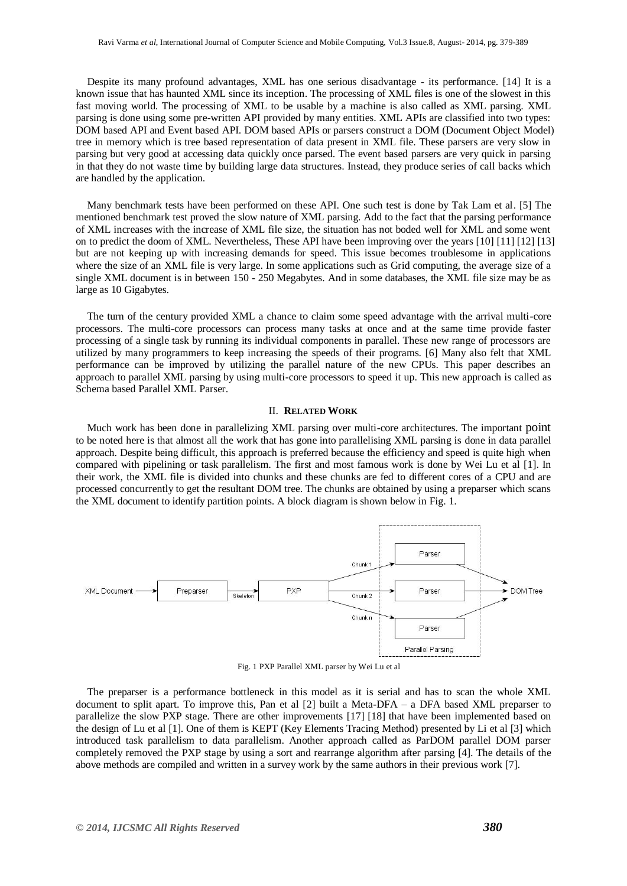Despite its many profound advantages, XML has one serious disadvantage - its performance. [14] It is a known issue that has haunted XML since its inception. The processing of XML files is one of the slowest in this fast moving world. The processing of XML to be usable by a machine is also called as XML parsing. XML parsing is done using some pre-written API provided by many entities. XML APIs are classified into two types: DOM based API and Event based API. DOM based APIs or parsers construct a DOM (Document Object Model) tree in memory which is tree based representation of data present in XML file. These parsers are very slow in parsing but very good at accessing data quickly once parsed. The event based parsers are very quick in parsing in that they do not waste time by building large data structures. Instead, they produce series of call backs which are handled by the application.

Many benchmark tests have been performed on these API. One such test is done by Tak Lam et al. [5] The mentioned benchmark test proved the slow nature of XML parsing. Add to the fact that the parsing performance of XML increases with the increase of XML file size, the situation has not boded well for XML and some went on to predict the doom of XML. Nevertheless, These API have been improving over the years [10] [11] [12] [13] but are not keeping up with increasing demands for speed. This issue becomes troublesome in applications where the size of an XML file is very large. In some applications such as Grid computing, the average size of a single XML document is in between 150 - 250 Megabytes. And in some databases, the XML file size may be as large as 10 Gigabytes.

The turn of the century provided XML a chance to claim some speed advantage with the arrival multi-core processors. The multi-core processors can process many tasks at once and at the same time provide faster processing of a single task by running its individual components in parallel. These new range of processors are utilized by many programmers to keep increasing the speeds of their programs. [6] Many also felt that XML performance can be improved by utilizing the parallel nature of the new CPUs. This paper describes an approach to parallel XML parsing by using multi-core processors to speed it up. This new approach is called as Schema based Parallel XML Parser.

## II. Related Work

Much work has been done in parallelizing XML parsing over multi-core architectures. The important point to be noted here is that almost all the work that has gone into parallelising XML parsing is done in data parallel approach. Despite being difficult, this approach is preferred because the efficiency and speed is quite high when compared with pipelining or task parallelism. The first and most famous work is done by Wei Lu et al [1]. In their work, the XML file is divided into chunks and these chunks are fed to different cores of a CPU and are processed concurrently to get the resultant DOM tree. The chunks are obtained by using a preparser which scans the XML document to identify partition points. A block diagram is shown below in Fig. 1.

XML Document → Preparser → (Skeleton) → PXP → Chunk 1 / Chunk 2 / Chunk n → Parser / Parser / Parser (Parallel Parsing) → DOM Tree

Fig. 1 PXP Parallel XML parser by Wei Lu et al

The preparser is a performance bottleneck in this model as it is serial and has to scan the whole XML document to split apart. To improve this, Pan et al [2] built a Meta-DFA – a DFA based XML preparser to parallelize the slow PXP stage. There are other improvements [17] [18] that have been implemented based on the design of Lu et al [1]. One of them is KEPT (Key Elements Tracing Method) presented by Li et al [3] which introduced task parallelism to data parallelism. Another approach called as ParDOM parallel DOM parser completely removed the PXP stage by using a sort and rearrange algorithm after parsing [4]. The details of the above methods are compiled and written in a survey work by the same authors in their previous work [7].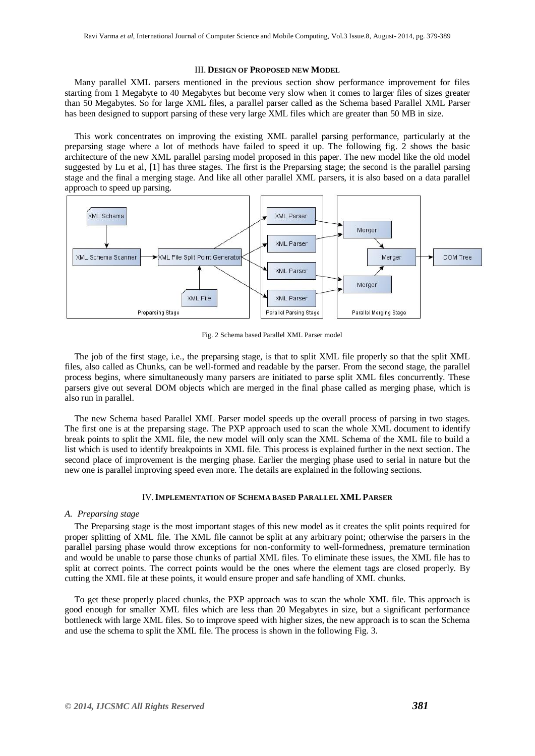## III. Design of Proposed new Model

Many parallel XML parsers mentioned in the previous section show performance improvement for files starting from 1 Megabyte to 40 Megabytes but become very slow when it comes to larger files of sizes greater than 50 Megabytes. So for large XML files, a parallel parser called as the Schema based Parallel XML Parser has been designed to support parsing of these very large XML files which are greater than 50 MB in size.

This work concentrates on improving the existing XML parallel parsing performance, particularly at the preparsing stage where a lot of methods have failed to speed it up. The following fig. 2 shows the basic architecture of the new XML parallel parsing model proposed in this paper. The new model like the old model suggested by Lu et al, [1] has three stages. The first is the Preparsing stage; the second is the parallel parsing stage and the final a merging stage. And like all other parallel XML parsers, it is also based on a data parallel approach to speed up parsing.

Fig. 2 Schema based Parallel XML Parser model

The job of the first stage, i.e., the preparsing stage, is that to split XML file properly so that the split XML files, also called as Chunks, can be well-formed and readable by the parser. From the second stage, the parallel process begins, where simultaneously many parsers are initiated to parse split XML files concurrently. These parsers give out several DOM objects which are merged in the final phase called as merging phase, which is also run in parallel.

The new Schema based Parallel XML Parser model speeds up the overall process of parsing in two stages. The first one is at the preparsing stage. The PXP approach used to scan the whole XML document to identify break points to split the XML file, the new model will only scan the XML Schema of the XML file to build a list which is used to identify breakpoints in XML file. This process is explained further in the next section. The second place of improvement is the merging phase. Earlier the merging phase used to serial in nature but the new one is parallel improving speed even more. The details are explained in the following sections.

## IV. Implementation of Schema based Parallel XML Parser

### A. *Preparsing stage*

The Preparsing stage is the most important stages of this new model as it creates the split points required for proper splitting of XML file. The XML file cannot be split at any arbitrary point; otherwise the parsers in the parallel parsing phase would throw exceptions for non-conformity to well-formedness, premature termination and would be unable to parse those chunks of partial XML files. To eliminate these issues, the XML file has to split at correct points. The correct points would be the ones where the element tags are closed properly. By cutting the XML file at these points, it would ensure proper and safe handling of XML chunks.

To get these properly placed chunks, the PXP approach was to scan the whole XML file. This approach is good enough for smaller XML files which are less than 20 Megabytes in size, but a significant performance bottleneck with large XML files. So to improve speed with higher sizes, the new approach is to scan the Schema and use the schema to split the XML file. The process is shown in the following Fig. 3.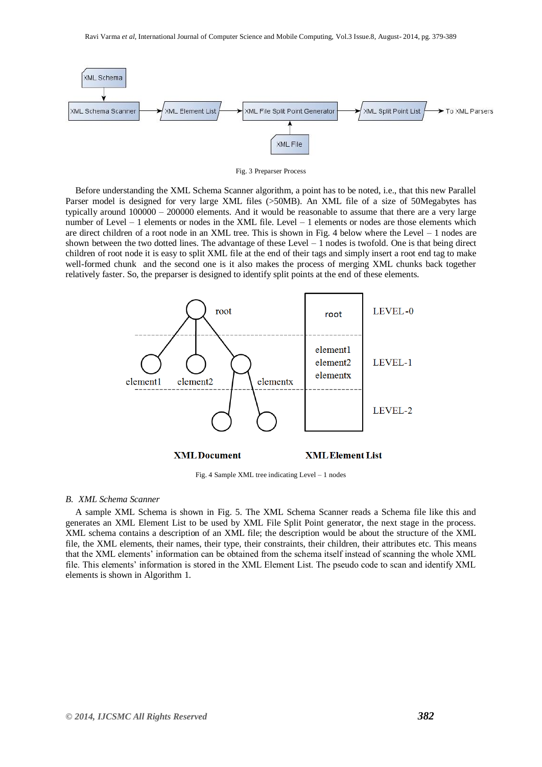Fig. 3 Preparser Process

Before understanding the XML Schema Scanner algorithm, a point has to be noted, i.e., that this new Parallel Parser model is designed for very large XML files (>50MB). An XML file of a size of 50Megabytes has typically around 100000 – 200000 elements. And it would be reasonable to assume that there are a very large number of Level – 1 elements or nodes in the XML file. Level – 1 elements or nodes are those elements which are direct children of a root node in an XML tree. This is shown in Fig. 4 below where the Level – 1 nodes are shown between the two dotted lines. The advantage of these Level – 1 nodes is twofold. One is that being direct children of root node it is easy to split XML file at the end of their tags and simply insert a root end tag to make well-formed chunk and the second one is it also makes the process of merging XML chunks back together relatively faster. So, the preparser is designed to identify split points at the end of these elements.

Fig. 4 Sample XML tree indicating Level – 1 nodes

### B. *XML Schema Scanner*

A sample XML Schema is shown in Fig. 5. The XML Schema Scanner reads a Schema file like this and generates an XML Element List to be used by XML File Split Point generator, the next stage in the process. XML schema contains a description of an XML file; the description would be about the structure of the XML file, the XML elements, their names, their type, their constraints, their children, their attributes etc. This means that the XML elements' information can be obtained from the schema itself instead of scanning the whole XML file. This elements' information is stored in the XML Element List. The pseudo code to scan and identify XML elements is shown in Algorithm 1.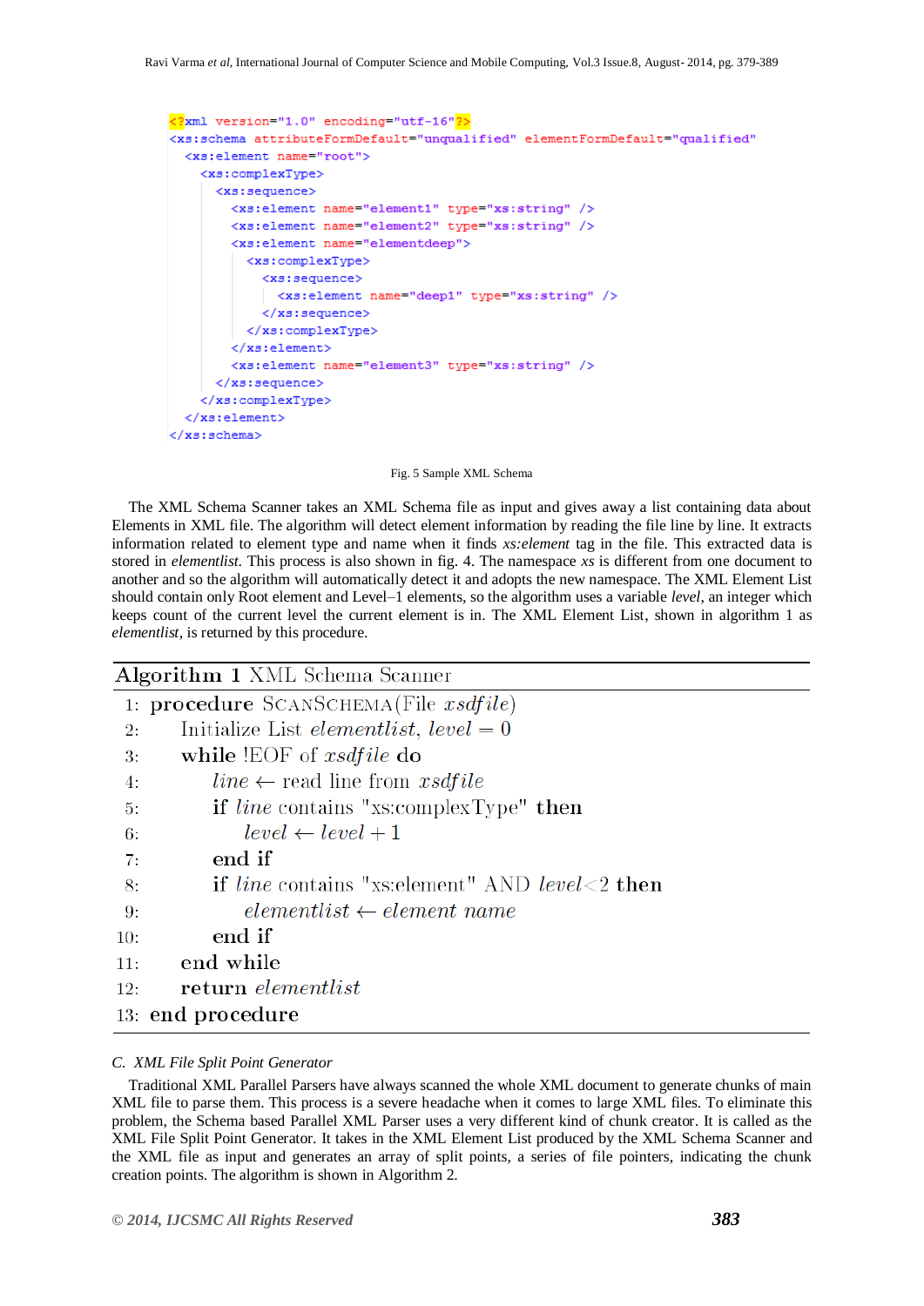```xml
<?xml version="1.0" encoding="utf-16"?>
<xs:schema attributeFormDefault="unqualified" elementFormDefault="qualified"
  <xs:element name="root">
    <xs:complexType>
      <xs:sequence>
        <xs:element name="element1" type="xs:string" />
        <xs:element name="element2" type="xs:string" />
        <xs:element name="elementdeep">
          <xs:complexType>
            <xs:sequence>
              <xs:element name="deep1" type="xs:string" />
            </xs:sequence>
          </xs:complexType>
        </xs:element>
        <xs:element name="element3" type="xs:string" />
      </xs:sequence>
    </xs:complexType>
  </xs:element>
</xs:schema>
```

Fig. 5 Sample XML Schema

The XML Schema Scanner takes an XML Schema file as input and gives away a list containing data about Elements in XML file. The algorithm will detect element information by reading the file line by line. It extracts information related to element type and name when it finds *xs:element* tag in the file. This extracted data is stored in *elementlist*. This process is also shown in fig. 4. The namespace *xs* is different from one document to another and so the algorithm will automatically detect it and adopts the new namespace. The XML Element List should contain only Root element and Level–1 elements, so the algorithm uses a variable *level*, an integer which keeps count of the current level the current element is in. The XML Element List, shown in algorithm 1 as *elementlist*, is returned by this procedure.

**Algorithm 1** XML Schema Scanner

```
 1: procedure ScanSchema(File xsdfile)
 2:     Initialize List elementlist, level = 0
 3:     while !EOF of xsdfile do
 4:         line ← read line from xsdfile
 5:         if line contains "xs:complexType" then
 6:             level ← level + 1
 7:         end if
 8:         if line contains "xs:element" AND level<2 then
 9:             elementlist ← element name
10:         end if
11:     end while
12:     return elementlist
13: end procedure
```

*C. XML File Split Point Generator*

Traditional XML Parallel Parsers have always scanned the whole XML document to generate chunks of main XML file to parse them. This process is a severe headache when it comes to large XML files. To eliminate this problem, the Schema based Parallel XML Parser uses a very different kind of chunk creator. It is called as the XML File Split Point Generator. It takes in the XML Element List produced by the XML Schema Scanner and the XML file as input and generates an array of split points, a series of file pointers, indicating the chunk creation points. The algorithm is shown in Algorithm 2.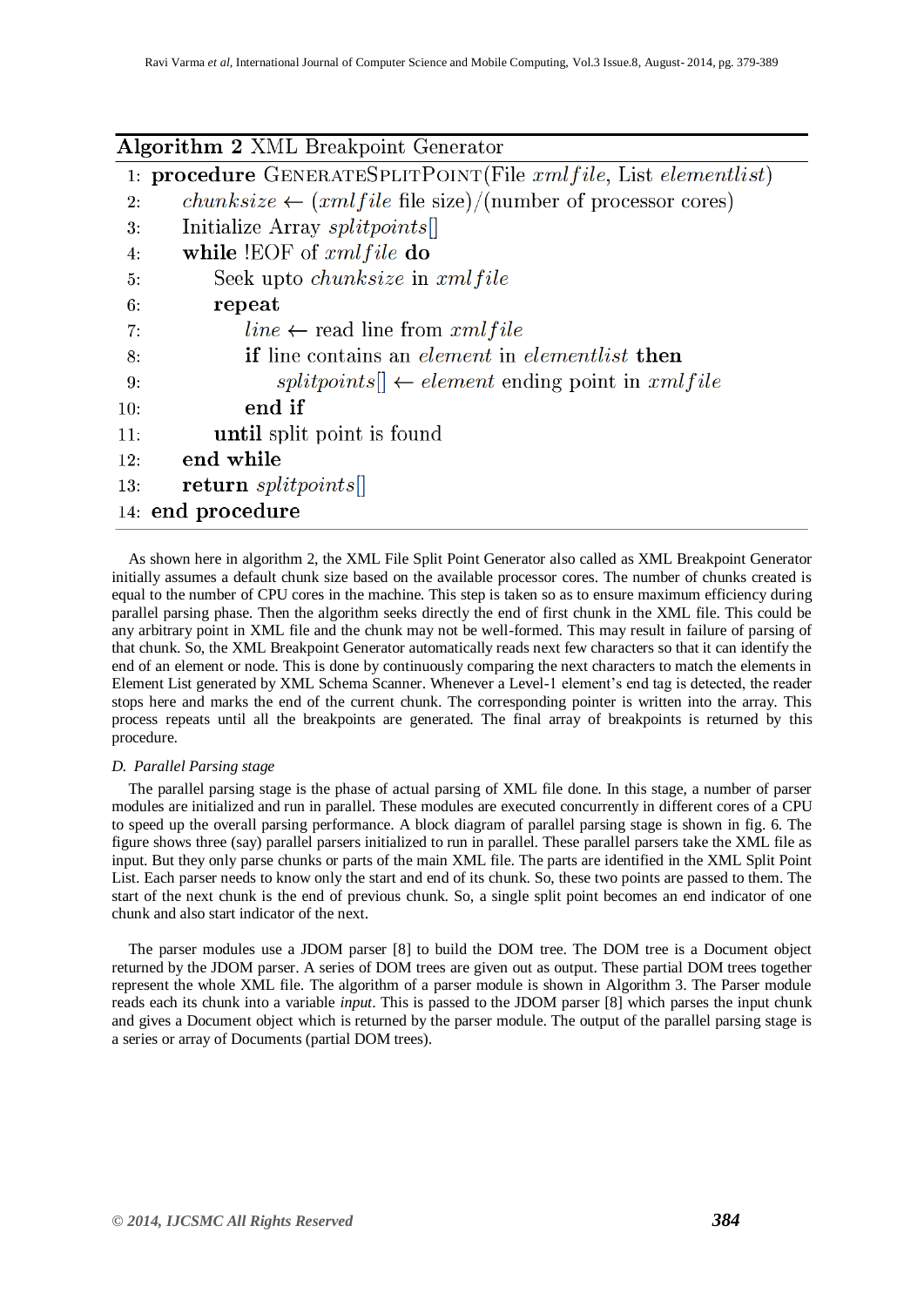**Algorithm 2** XML Breakpoint Generator

```
1:  procedure GenerateSplitPoint(File xmlfile, List elementlist)
2:      chunksize ← (xmlfile file size)/(number of processor cores)
3:      Initialize Array splitpoints[]
4:      while !EOF of xmlfile do
5:          Seek upto chunksize in xmlfile
6:          repeat
7:              line ← read line from xmlfile
8:              if line contains an element in elementlist then
9:                  splitpoints[] ← element ending point in xmlfile
10:             end if
11:         until split point is found
12:     end while
13:     return splitpoints[]
14: end procedure
```

As shown here in algorithm 2, the XML File Split Point Generator also called as XML Breakpoint Generator initially assumes a default chunk size based on the available processor cores. The number of chunks created is equal to the number of CPU cores in the machine. This step is taken so as to ensure maximum efficiency during parallel parsing phase. Then the algorithm seeks directly the end of first chunk in the XML file. This could be any arbitrary point in XML file and the chunk may not be well-formed. This may result in failure of parsing of that chunk. So, the XML Breakpoint Generator automatically reads next few characters so that it can identify the end of an element or node. This is done by continuously comparing the next characters to match the elements in Element List generated by XML Schema Scanner. Whenever a Level-1 element's end tag is detected, the reader stops here and marks the end of the current chunk. The corresponding pointer is written into the array. This process repeats until all the breakpoints are generated. The final array of breakpoints is returned by this procedure.

### *D. Parallel Parsing stage*

The parallel parsing stage is the phase of actual parsing of XML file done. In this stage, a number of parser modules are initialized and run in parallel. These modules are executed concurrently in different cores of a CPU to speed up the overall parsing performance. A block diagram of parallel parsing stage is shown in fig. 6. The figure shows three (say) parallel parsers initialized to run in parallel. These parallel parsers take the XML file as input. But they only parse chunks or parts of the main XML file. The parts are identified in the XML Split Point List. Each parser needs to know only the start and end of its chunk. So, these two points are passed to them. The start of the next chunk is the end of previous chunk. So, a single split point becomes an end indicator of one chunk and also start indicator of the next.

The parser modules use a JDOM parser [8] to build the DOM tree. The DOM tree is a Document object returned by the JDOM parser. A series of DOM trees are given out as output. These partial DOM trees together represent the whole XML file. The algorithm of a parser module is shown in Algorithm 3. The Parser module reads each its chunk into a variable *input*. This is passed to the JDOM parser [8] which parses the input chunk and gives a Document object which is returned by the parser module. The output of the parallel parsing stage is a series or array of Documents (partial DOM trees).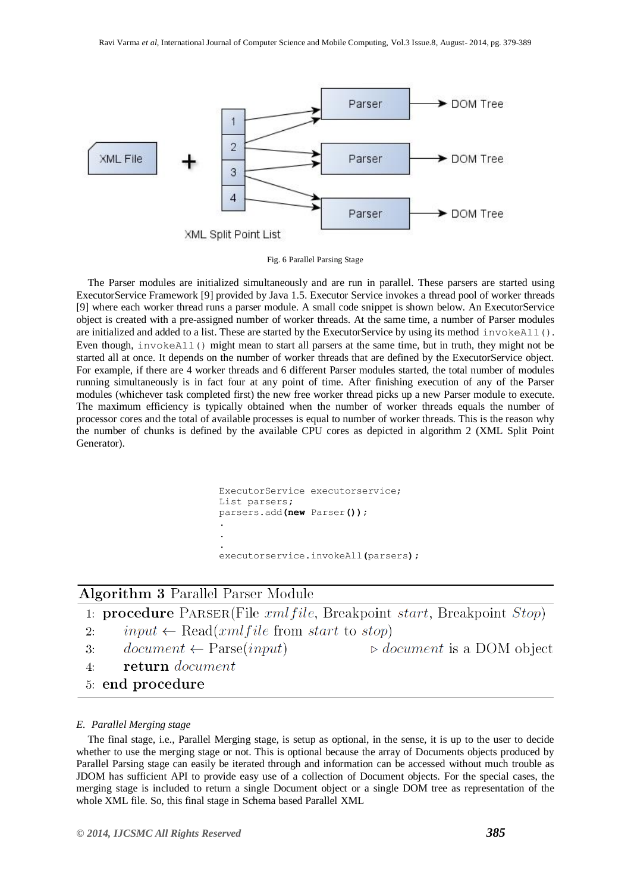Fig. 6 Parallel Parsing Stage

The Parser modules are initialized simultaneously and are run in parallel. These parsers are started using ExecutorService Framework [9] provided by Java 1.5. Executor Service invokes a thread pool of worker threads [9] where each worker thread runs a parser module. A small code snippet is shown below. An ExecutorService object is created with a pre-assigned number of worker threads. At the same time, a number of Parser modules are initialized and added to a list. These are started by the ExecutorService by using its method `invokeAll()`. Even though, `invokeAll()` might mean to start all parsers at the same time, but in truth, they might not be started all at once. It depends on the number of worker threads that are defined by the ExecutorService object. For example, if there are 4 worker threads and 6 different Parser modules started, the total number of modules running simultaneously is in fact four at any point of time. After finishing execution of any of the Parser modules (whichever task completed first) the new free worker thread picks up a new Parser module to execute. The maximum efficiency is typically obtained when the number of worker threads equals the number of processor cores and the total of available processes is equal to number of worker threads. This is the reason why the number of chunks is defined by the available CPU cores as depicted in algorithm 2 (XML Split Point Generator).

```
ExecutorService executorservice;
List parsers;
parsers.add(new Parser());
.
.
.
executorservice.invokeAll(parsers);
```

**Algorithm 3** Parallel Parser Module

```
1: procedure PARSER(File xmlfile, Breakpoint start, Breakpoint Stop)
2:     input ← Read(xmlfile from start to stop)
3:     document ← Parse(input)                ▷ document is a DOM object
4:     return document
5: end procedure
```

*E. Parallel Merging stage*

The final stage, i.e., Parallel Merging stage, is setup as optional, in the sense, it is up to the user to decide whether to use the merging stage or not. This is optional because the array of Documents objects produced by Parallel Parsing stage can easily be iterated through and information can be accessed without much trouble as JDOM has sufficient API to provide easy use of a collection of Document objects. For the special cases, the merging stage is included to return a single Document object or a single DOM tree as representation of the whole XML file. So, this final stage in Schema based Parallel XML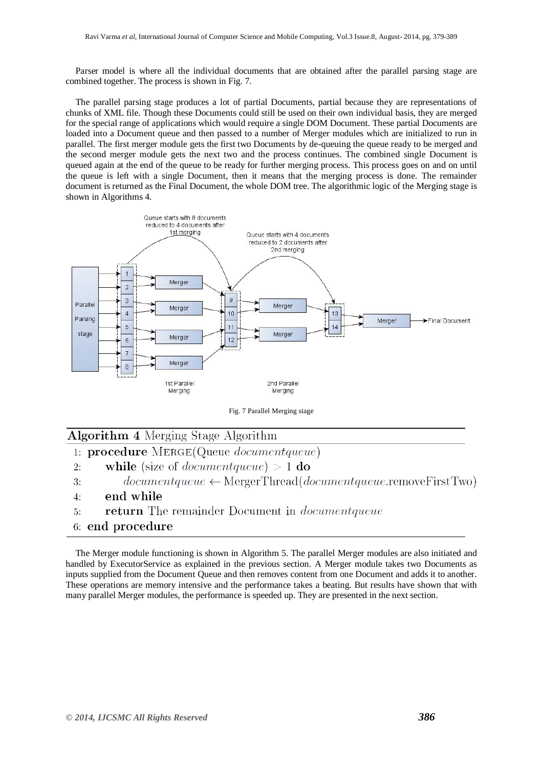Parser model is where all the individual documents that are obtained after the parallel parsing stage are combined together. The process is shown in Fig. 7.

The parallel parsing stage produces a lot of partial Documents, partial because they are representations of chunks of XML file. Though these Documents could still be used on their own individual basis, they are merged for the special range of applications which would require a single DOM Document. These partial Documents are loaded into a Document queue and then passed to a number of Merger modules which are initialized to run in parallel. The first merger module gets the first two Documents by de-queuing the queue ready to be merged and the second merger module gets the next two and the process continues. The combined single Document is queued again at the end of the queue to be ready for further merging process. This process goes on and on until the queue is left with a single Document, then it means that the merging process is done. The remainder document is returned as the Final Document, the whole DOM tree. The algorithmic logic of the Merging stage is shown in Algorithms 4.

Fig. 7 Parallel Merging stage

**Algorithm 4** Merging Stage Algorithm

```
1: procedure MERGE(Queue documentqueue)
2:     while (size of documentqueue) > 1 do
3:         documentqueue ← MergerThread(documentqueue.removeFirstTwo)
4:     end while
5:     return The remainder Document in documentqueue
6: end procedure
```

The Merger module functioning is shown in Algorithm 5. The parallel Merger modules are also initiated and handled by ExecutorService as explained in the previous section. A Merger module takes two Documents as inputs supplied from the Document Queue and then removes content from one Document and adds it to another. These operations are memory intensive and the performance takes a beating. But results have shown that with many parallel Merger modules, the performance is speeded up. They are presented in the next section.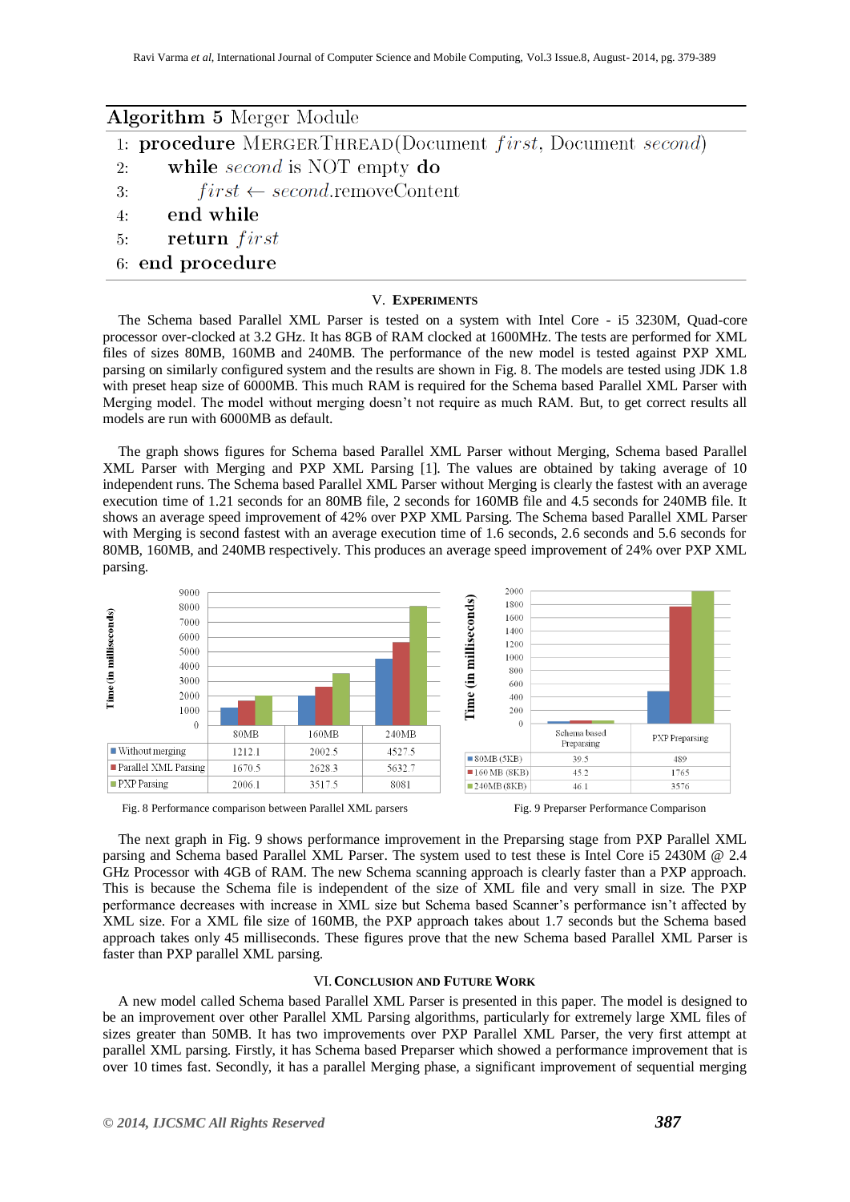**Algorithm 5** Merger Module

```
1: procedure MERGERTHREAD(Document first, Document second)
2:     while second is NOT empty do
3:         first ← second.removeContent
4:     end while
5:     return first
6: end procedure
```

## V. EXPERIMENTS

The Schema based Parallel XML Parser is tested on a system with Intel Core - i5 3230M, Quad-core processor over-clocked at 3.2 GHz. It has 8GB of RAM clocked at 1600MHz. The tests are performed for XML files of sizes 80MB, 160MB and 240MB. The performance of the new model is tested against PXP XML parsing on similarly configured system and the results are shown in Fig. 8. The models are tested using JDK 1.8 with preset heap size of 6000MB. This much RAM is required for the Schema based Parallel XML Parser with Merging model. The model without merging doesn't not require as much RAM. But, to get correct results all models are run with 6000MB as default.

The graph shows figures for Schema based Parallel XML Parser without Merging, Schema based Parallel XML Parser with Merging and PXP XML Parsing [1]. The values are obtained by taking average of 10 independent runs. The Schema based Parallel XML Parser without Merging is clearly the fastest with an average execution time of 1.21 seconds for an 80MB file, 2 seconds for 160MB file and 4.5 seconds for 240MB file. It shows an average speed improvement of 42% over PXP XML Parsing. The Schema based Parallel XML Parser with Merging is second fastest with an average execution time of 1.6 seconds, 2.6 seconds and 5.6 seconds for 80MB, 160MB, and 240MB respectively. This produces an average speed improvement of 24% over PXP XML parsing.

| Time (in milliseconds) | 80MB | 160MB | 240MB |
|---|---|---|---|
| Without merging | 1212.1 | 2002.5 | 4527.5 |
| Parallel XML Parsing | 1670.5 | 2628.3 | 5632.7 |
| PXP Parsing | 2006.1 | 3517.5 | 8081 |

Fig. 8 Performance comparison between Parallel XML parsers

| Time (in milliseconds) | Schema based Preparsing | PXP Preparsing |
|---|---|---|
| 80MB (5KB) | 39.5 | 489 |
| 160 MB (8KB) | 45.2 | 1765 |
| 240MB (8KB) | 46.1 | 3576 |

Fig. 9 Preparser Performance Comparison

The next graph in Fig. 9 shows performance improvement in the Preparsing stage from PXP Parallel XML parsing and Schema based Parallel XML Parser. The system used to test these is Intel Core i5 2430M @ 2.4 GHz Processor with 4GB of RAM. The new Schema scanning approach is clearly faster than a PXP approach. This is because the Schema file is independent of the size of XML file and very small in size. The PXP performance decreases with increase in XML size but Schema based Scanner's performance isn't affected by XML size. For a XML file size of 160MB, the PXP approach takes about 1.7 seconds but the Schema based approach takes only 45 milliseconds. These figures prove that the new Schema based Parallel XML Parser is faster than PXP parallel XML parsing.

## VI. CONCLUSION AND FUTURE WORK

A new model called Schema based Parallel XML Parser is presented in this paper. The model is designed to be an improvement over other Parallel XML Parsing algorithms, particularly for extremely large XML files of sizes greater than 50MB. It has two improvements over PXP Parallel XML Parser, the very first attempt at parallel XML parsing. Firstly, it has Schema based Preparser which showed a performance improvement that is over 10 times fast. Secondly, it has a parallel Merging phase, a significant improvement of sequential merging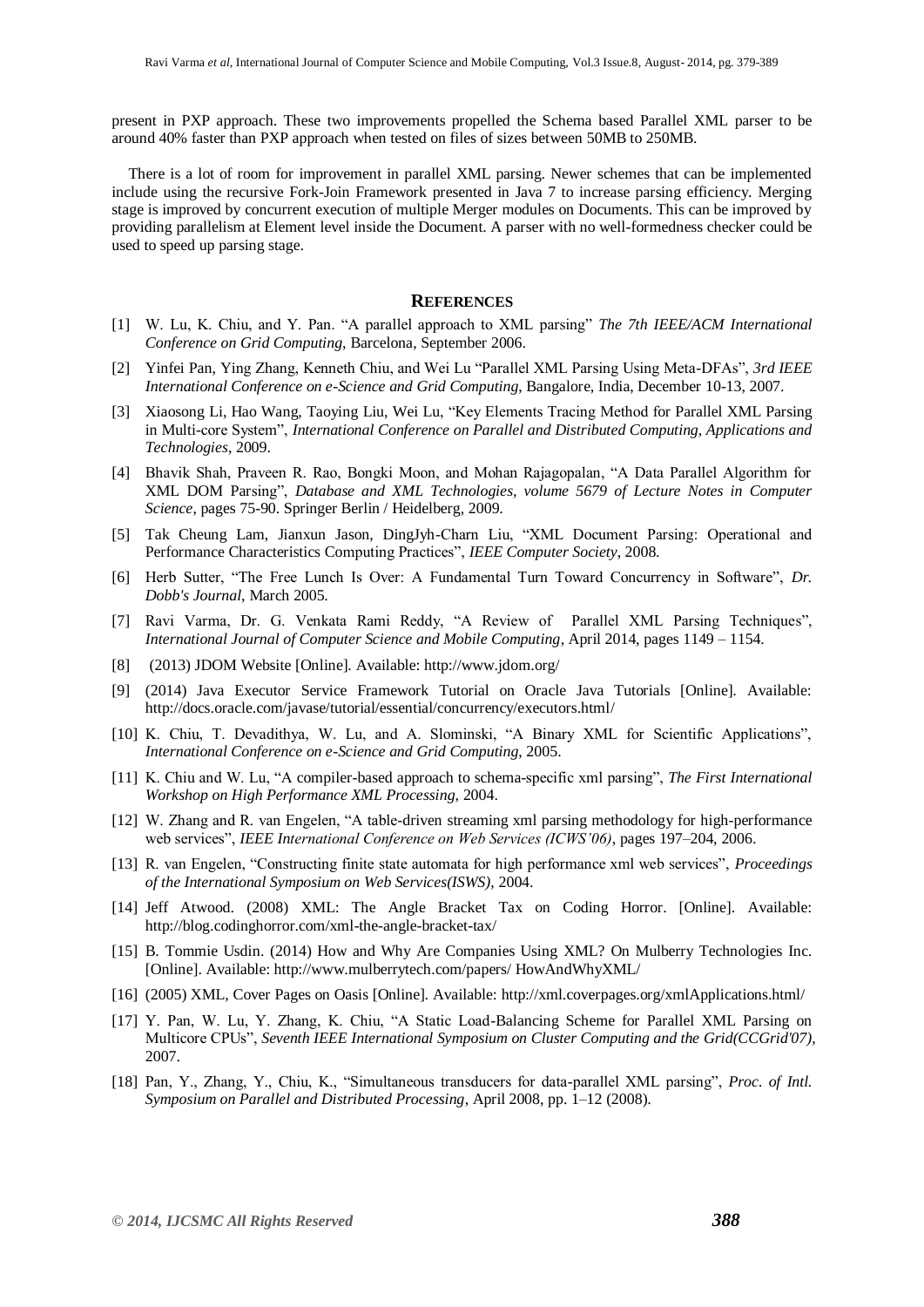present in PXP approach. These two improvements propelled the Schema based Parallel XML parser to be around 40% faster than PXP approach when tested on files of sizes between 50MB to 250MB.

There is a lot of room for improvement in parallel XML parsing. Newer schemes that can be implemented include using the recursive Fork-Join Framework presented in Java 7 to increase parsing efficiency. Merging stage is improved by concurrent execution of multiple Merger modules on Documents. This can be improved by providing parallelism at Element level inside the Document. A parser with no well-formedness checker could be used to speed up parsing stage.

## REFERENCES

[1] W. Lu, K. Chiu, and Y. Pan. "A parallel approach to XML parsing" *The 7th IEEE/ACM International Conference on Grid Computing*, Barcelona, September 2006.

[2] Yinfei Pan, Ying Zhang, Kenneth Chiu, and Wei Lu "Parallel XML Parsing Using Meta-DFAs", *3rd IEEE International Conference on e-Science and Grid Computing*, Bangalore, India, December 10-13, 2007.

[3] Xiaosong Li, Hao Wang, Taoying Liu, Wei Lu, "Key Elements Tracing Method for Parallel XML Parsing in Multi-core System", *International Conference on Parallel and Distributed Computing, Applications and Technologies*, 2009.

[4] Bhavik Shah, Praveen R. Rao, Bongki Moon, and Mohan Rajagopalan, "A Data Parallel Algorithm for XML DOM Parsing", *Database and XML Technologies, volume 5679 of Lecture Notes in Computer Science*, pages 75-90. Springer Berlin / Heidelberg, 2009.

[5] Tak Cheung Lam, Jianxun Jason, DingJyh-Charn Liu, "XML Document Parsing: Operational and Performance Characteristics Computing Practices", *IEEE Computer Society*, 2008.

[6] Herb Sutter, "The Free Lunch Is Over: A Fundamental Turn Toward Concurrency in Software", *Dr. Dobb's Journal*, March 2005.

[7] Ravi Varma, Dr. G. Venkata Rami Reddy, "A Review of Parallel XML Parsing Techniques", *International Journal of Computer Science and Mobile Computing*, April 2014, pages 1149 – 1154.

[8] (2013) JDOM Website [Online]. Available: http://www.jdom.org/

[9] (2014) Java Executor Service Framework Tutorial on Oracle Java Tutorials [Online]. Available: http://docs.oracle.com/javase/tutorial/essential/concurrency/executors.html/

[10] K. Chiu, T. Devadithya, W. Lu, and A. Slominski, "A Binary XML for Scientific Applications", *International Conference on e-Science and Grid Computing*, 2005.

[11] K. Chiu and W. Lu, "A compiler-based approach to schema-specific xml parsing", *The First International Workshop on High Performance XML Processing*, 2004.

[12] W. Zhang and R. van Engelen, "A table-driven streaming xml parsing methodology for high-performance web services", *IEEE International Conference on Web Services (ICWS'06)*, pages 197–204, 2006.

[13] R. van Engelen, "Constructing finite state automata for high performance xml web services", *Proceedings of the International Symposium on Web Services(ISWS)*, 2004.

[14] Jeff Atwood. (2008) XML: The Angle Bracket Tax on Coding Horror. [Online]. Available: http://blog.codinghorror.com/xml-the-angle-bracket-tax/

[15] B. Tommie Usdin. (2014) How and Why Are Companies Using XML? On Mulberry Technologies Inc. [Online]. Available: http://www.mulberrytech.com/papers/ HowAndWhyXML/

[16] (2005) XML, Cover Pages on Oasis [Online]. Available: http://xml.coverpages.org/xmlApplications.html/

[17] Y. Pan, W. Lu, Y. Zhang, K. Chiu, "A Static Load-Balancing Scheme for Parallel XML Parsing on Multicore CPUs", *Seventh IEEE International Symposium on Cluster Computing and the Grid(CCGrid'07)*, 2007.

[18] Pan, Y., Zhang, Y., Chiu, K., "Simultaneous transducers for data-parallel XML parsing", *Proc. of Intl. Symposium on Parallel and Distributed Processing*, April 2008, pp. 1–12 (2008).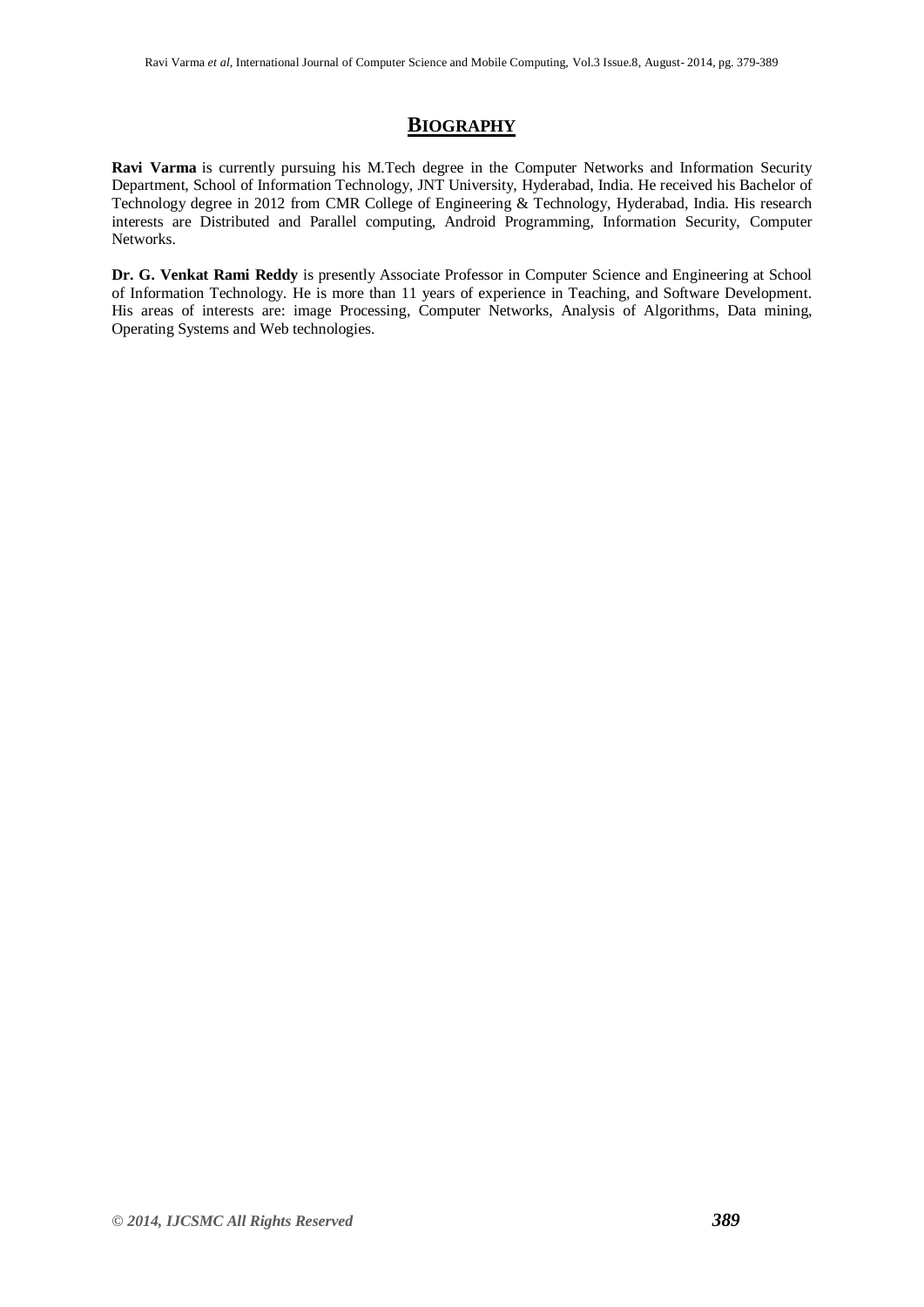## BIOGRAPHY

**Ravi Varma** is currently pursuing his M.Tech degree in the Computer Networks and Information Security Department, School of Information Technology, JNT University, Hyderabad, India. He received his Bachelor of Technology degree in 2012 from CMR College of Engineering & Technology, Hyderabad, India. His research interests are Distributed and Parallel computing, Android Programming, Information Security, Computer Networks.

**Dr. G. Venkat Rami Reddy** is presently Associate Professor in Computer Science and Engineering at School of Information Technology. He is more than 11 years of experience in Teaching, and Software Development. His areas of interests are: image Processing, Computer Networks, Analysis of Algorithms, Data mining, Operating Systems and Web technologies.